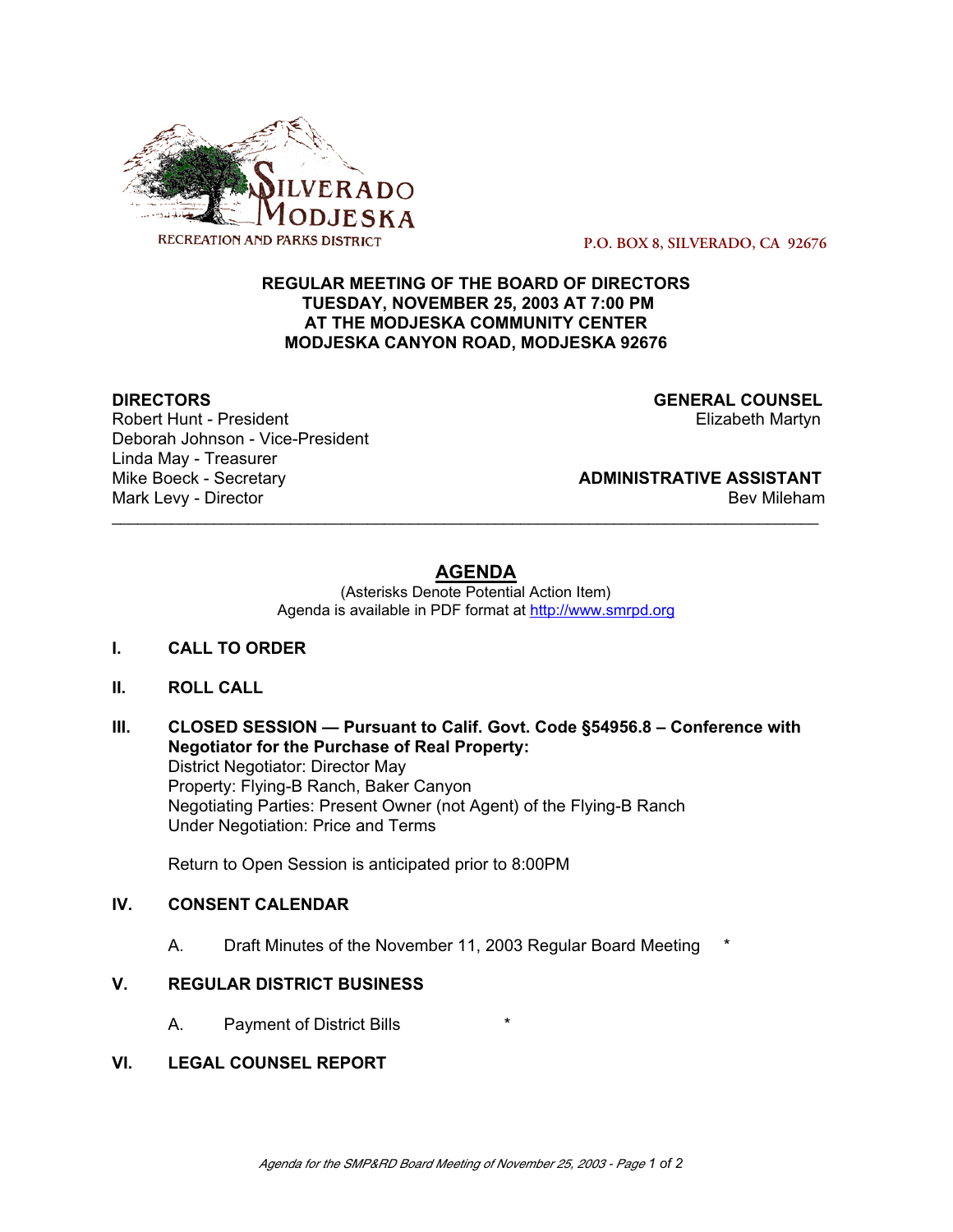SILVERADO MODJESKA

RECREATION AND PARKS DISTRICT

P.O. BOX 8, SILVERADO, CA 92676

**REGULAR MEETING OF THE BOARD OF DIRECTORS**
**TUESDAY, NOVEMBER 25, 2003 AT 7:00 PM**
**AT THE MODJESKA COMMUNITY CENTER**
**MODJESKA CANYON ROAD, MODJESKA 92676**

**DIRECTORS**
Robert Hunt - President
Deborah Johnson - Vice-President
Linda May - Treasurer
Mike Boeck - Secretary
Mark Levy - Director

**GENERAL COUNSEL**
Elizabeth Martyn

**ADMINISTRATIVE ASSISTANT**
Bev Mileham

---

## AGENDA

(Asterisks Denote Potential Action Item)
Agenda is available in PDF format at http://www.smrpd.org

**I. CALL TO ORDER**

**II. ROLL CALL**

**III. CLOSED SESSION — Pursuant to Calif. Govt. Code §54956.8 – Conference with Negotiator for the Purchase of Real Property:**
District Negotiator: Director May
Property: Flying-B Ranch, Baker Canyon
Negotiating Parties: Present Owner (not Agent) of the Flying-B Ranch
Under Negotiation: Price and Terms

Return to Open Session is anticipated prior to 8:00PM

**IV. CONSENT CALENDAR**

A. Draft Minutes of the November 11, 2003 Regular Board Meeting *

**V. REGULAR DISTRICT BUSINESS**

A. Payment of District Bills *

**VI. LEGAL COUNSEL REPORT**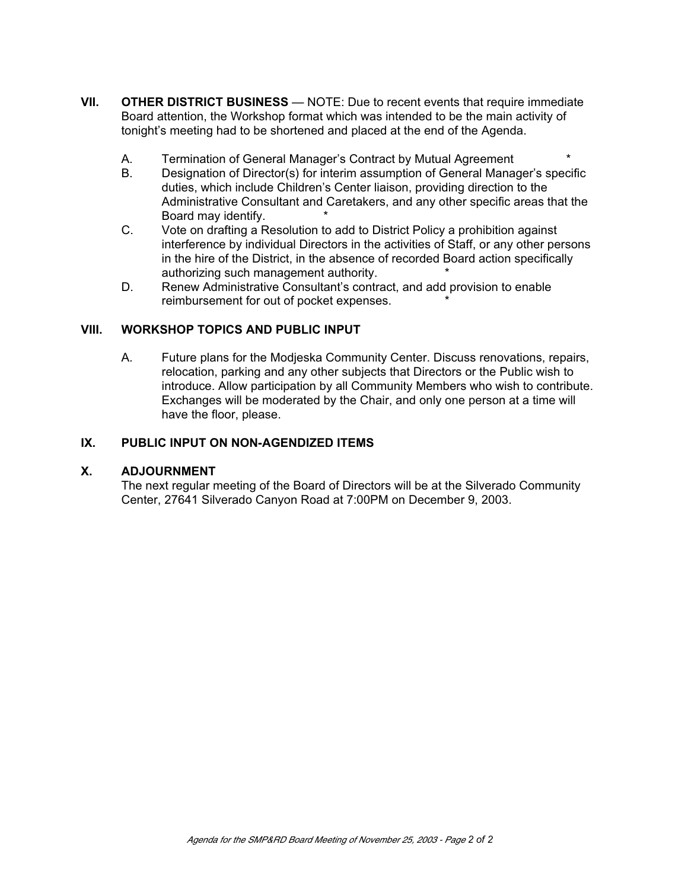**VII. OTHER DISTRICT BUSINESS** — NOTE: Due to recent events that require immediate Board attention, the Workshop format which was intended to be the main activity of tonight's meeting had to be shortened and placed at the end of the Agenda.

A. Termination of General Manager's Contract by Mutual Agreement *

B. Designation of Director(s) for interim assumption of General Manager's specific duties, which include Children's Center liaison, providing direction to the Administrative Consultant and Caretakers, and any other specific areas that the Board may identify. *

C. Vote on drafting a Resolution to add to District Policy a prohibition against interference by individual Directors in the activities of Staff, or any other persons in the hire of the District, in the absence of recorded Board action specifically authorizing such management authority. *

D. Renew Administrative Consultant's contract, and add provision to enable reimbursement for out of pocket expenses. *

**VIII. WORKSHOP TOPICS AND PUBLIC INPUT**

A. Future plans for the Modjeska Community Center. Discuss renovations, repairs, relocation, parking and any other subjects that Directors or the Public wish to introduce. Allow participation by all Community Members who wish to contribute. Exchanges will be moderated by the Chair, and only one person at a time will have the floor, please.

**IX. PUBLIC INPUT ON NON-AGENDIZED ITEMS**

**X. ADJOURNMENT**

The next regular meeting of the Board of Directors will be at the Silverado Community Center, 27641 Silverado Canyon Road at 7:00PM on December 9, 2003.